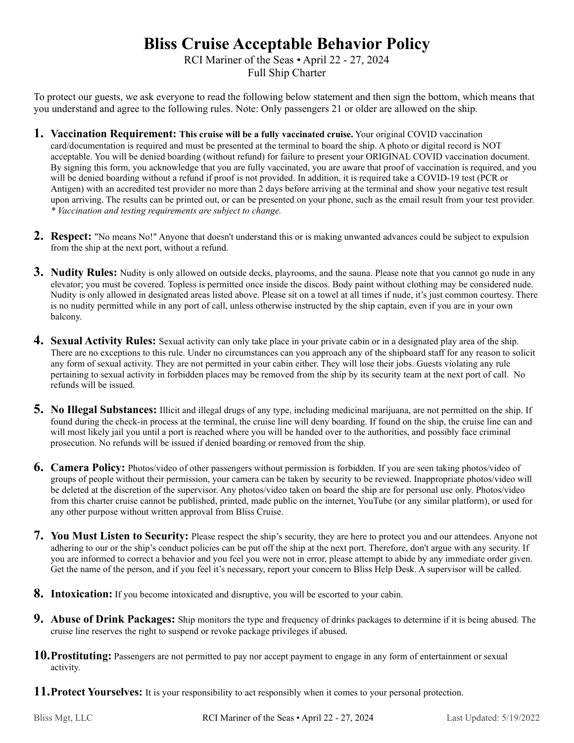# Bliss Cruise Acceptable Behavior Policy

RCI Mariner of the Seas • April 22 - 27, 2024
Full Ship Charter

To protect our guests, we ask everyone to read the following below statement and then sign the bottom, which means that you understand and agree to the following rules. Note: Only passengers 21 or older are allowed on the ship.

1. **Vaccination Requirement:** **This cruise will be a fully vaccinated cruise.** Your original COVID vaccination card/documentation is required and must be presented at the terminal to board the ship. A photo or digital record is NOT acceptable. You will be denied boarding (without refund) for failure to present your ORIGINAL COVID vaccination document. By signing this form, you acknowledge that you are fully vaccinated, you are aware that proof of vaccination is required, and you will be denied boarding without a refund if proof is not provided. In addition, it is required take a COVID-19 test (PCR or Antigen) with an accredited test provider no more than 2 days before arriving at the terminal and show your negative test result upon arriving. The results can be printed out, or can be presented on your phone, such as the email result from your test provider. *\* Vaccination and testing requirements are subject to change.*

2. **Respect:** "No means No!" Anyone that doesn't understand this or is making unwanted advances could be subject to expulsion from the ship at the next port, without a refund.

3. **Nudity Rules:** Nudity is only allowed on outside decks, playrooms, and the sauna. Please note that you cannot go nude in any elevator; you must be covered. Topless is permitted once inside the discos. Body paint without clothing may be considered nude. Nudity is only allowed in designated areas listed above. Please sit on a towel at all times if nude, it's just common courtesy. There is no nudity permitted while in any port of call, unless otherwise instructed by the ship captain, even if you are in your own balcony.

4. **Sexual Activity Rules:** Sexual activity can only take place in your private cabin or in a designated play area of the ship. There are no exceptions to this rule. Under no circumstances can you approach any of the shipboard staff for any reason to solicit any form of sexual activity. They are not permitted in your cabin either. They will lose their jobs. Guests violating any rule pertaining to sexual activity in forbidden places may be removed from the ship by its security team at the next port of call. No refunds will be issued.

5. **No Illegal Substances:** Illicit and illegal drugs of any type, including medicinal marijuana, are not permitted on the ship. If found during the check-in process at the terminal, the cruise line will deny boarding. If found on the ship, the cruise line can and will most likely jail you until a port is reached where you will be handed over to the authorities, and possibly face criminal prosecution. No refunds will be issued if denied boarding or removed from the ship.

6. **Camera Policy:** Photos/video of other passengers without permission is forbidden. If you are seen taking photos/video of groups of people without their permission, your camera can be taken by security to be reviewed. Inappropriate photos/video will be deleted at the discretion of the supervisor. Any photos/video taken on board the ship are for personal use only. Photos/video from this charter cruise cannot be published, printed, made public on the internet, YouTube (or any similar platform), or used for any other purpose without written approval from Bliss Cruise.

7. **You Must Listen to Security:** Please respect the ship's security, they are here to protect you and our attendees. Anyone not adhering to our or the ship's conduct policies can be put off the ship at the next port. Therefore, don't argue with any security. If you are informed to correct a behavior and you feel you were not in error, please attempt to abide by any immediate order given. Get the name of the person, and if you feel it's necessary, report your concern to Bliss Help Desk. A supervisor will be called.

8. **Intoxication:** If you become intoxicated and disruptive, you will be escorted to your cabin.

9. **Abuse of Drink Packages:** Ship monitors the type and frequency of drinks packages to determine if it is being abused. The cruise line reserves the right to suspend or revoke package privileges if abused.

10. **Prostituting:** Passengers are not permitted to pay nor accept payment to engage in any form of entertainment or sexual activity.

11. **Protect Yourselves:** It is your responsibility to act responsibly when it comes to your personal protection.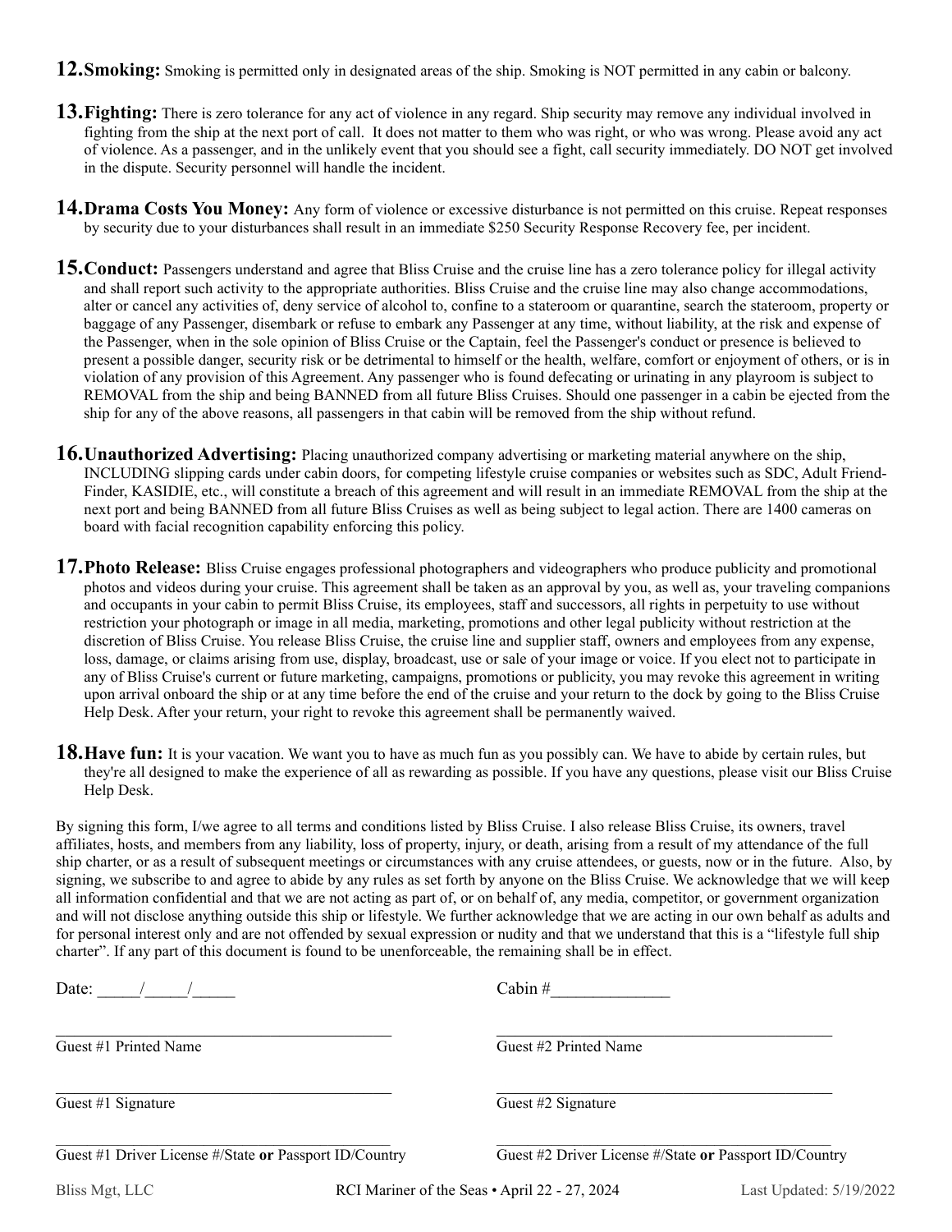12. **Smoking:** Smoking is permitted only in designated areas of the ship. Smoking is NOT permitted in any cabin or balcony.

13. **Fighting:** There is zero tolerance for any act of violence in any regard. Ship security may remove any individual involved in fighting from the ship at the next port of call. It does not matter to them who was right, or who was wrong. Please avoid any act of violence. As a passenger, and in the unlikely event that you should see a fight, call security immediately. DO NOT get involved in the dispute. Security personnel will handle the incident.

14. **Drama Costs You Money:** Any form of violence or excessive disturbance is not permitted on this cruise. Repeat responses by security due to your disturbances shall result in an immediate $250 Security Response Recovery fee, per incident.

15. **Conduct:** Passengers understand and agree that Bliss Cruise and the cruise line has a zero tolerance policy for illegal activity and shall report such activity to the appropriate authorities. Bliss Cruise and the cruise line may also change accommodations, alter or cancel any activities of, deny service of alcohol to, confine to a stateroom or quarantine, search the stateroom, property or baggage of any Passenger, disembark or refuse to embark any Passenger at any time, without liability, at the risk and expense of the Passenger, when in the sole opinion of Bliss Cruise or the Captain, feel the Passenger's conduct or presence is believed to present a possible danger, security risk or be detrimental to himself or the health, welfare, comfort or enjoyment of others, or is in violation of any provision of this Agreement. Any passenger who is found defecating or urinating in any playroom is subject to REMOVAL from the ship and being BANNED from all future Bliss Cruises. Should one passenger in a cabin be ejected from the ship for any of the above reasons, all passengers in that cabin will be removed from the ship without refund.

16. **Unauthorized Advertising:** Placing unauthorized company advertising or marketing material anywhere on the ship, INCLUDING slipping cards under cabin doors, for competing lifestyle cruise companies or websites such as SDC, Adult Friend-Finder, KASIDIE, etc., will constitute a breach of this agreement and will result in an immediate REMOVAL from the ship at the next port and being BANNED from all future Bliss Cruises as well as being subject to legal action. There are 1400 cameras on board with facial recognition capability enforcing this policy.

17. **Photo Release:** Bliss Cruise engages professional photographers and videographers who produce publicity and promotional photos and videos during your cruise. This agreement shall be taken as an approval by you, as well as, your traveling companions and occupants in your cabin to permit Bliss Cruise, its employees, staff and successors, all rights in perpetuity to use without restriction your photograph or image in all media, marketing, promotions and other legal publicity without restriction at the discretion of Bliss Cruise. You release Bliss Cruise, the cruise line and supplier staff, owners and employees from any expense, loss, damage, or claims arising from use, display, broadcast, use or sale of your image or voice. If you elect not to participate in any of Bliss Cruise's current or future marketing, campaigns, promotions or publicity, you may revoke this agreement in writing upon arrival onboard the ship or at any time before the end of the cruise and your return to the dock by going to the Bliss Cruise Help Desk. After your return, your right to revoke this agreement shall be permanently waived.

18. **Have fun:** It is your vacation. We want you to have as much fun as you possibly can. We have to abide by certain rules, but they're all designed to make the experience of all as rewarding as possible. If you have any questions, please visit our Bliss Cruise Help Desk.

By signing this form, I/we agree to all terms and conditions listed by Bliss Cruise. I also release Bliss Cruise, its owners, travel affiliates, hosts, and members from any liability, loss of property, injury, or death, arising from a result of my attendance of the full ship charter, or as a result of subsequent meetings or circumstances with any cruise attendees, or guests, now or in the future. Also, by signing, we subscribe to and agree to abide by any rules as set forth by anyone on the Bliss Cruise. We acknowledge that we will keep all information confidential and that we are not acting as part of, or on behalf of, any media, competitor, or government organization and will not disclose anything outside this ship or lifestyle. We further acknowledge that we are acting in our own behalf as adults and for personal interest only and are not offended by sexual expression or nudity and that we understand that this is a "lifestyle full ship charter". If any part of this document is found to be unenforceable, the remaining shall be in effect.

Date: _____/_____/_____ Cabin #______________

_____________________________________________
Guest #1 Printed Name

_____________________________________________
Guest #2 Printed Name

_____________________________________________
Guest #1 Signature

_____________________________________________
Guest #2 Signature

_____________________________________________
Guest #1 Driver License #/State **or** Passport ID/Country

_____________________________________________
Guest #2 Driver License #/State **or** Passport ID/Country

Bliss Mgt, LLC RCI Mariner of the Seas • April 22 - 27, 2024 Last Updated: 5/19/2022